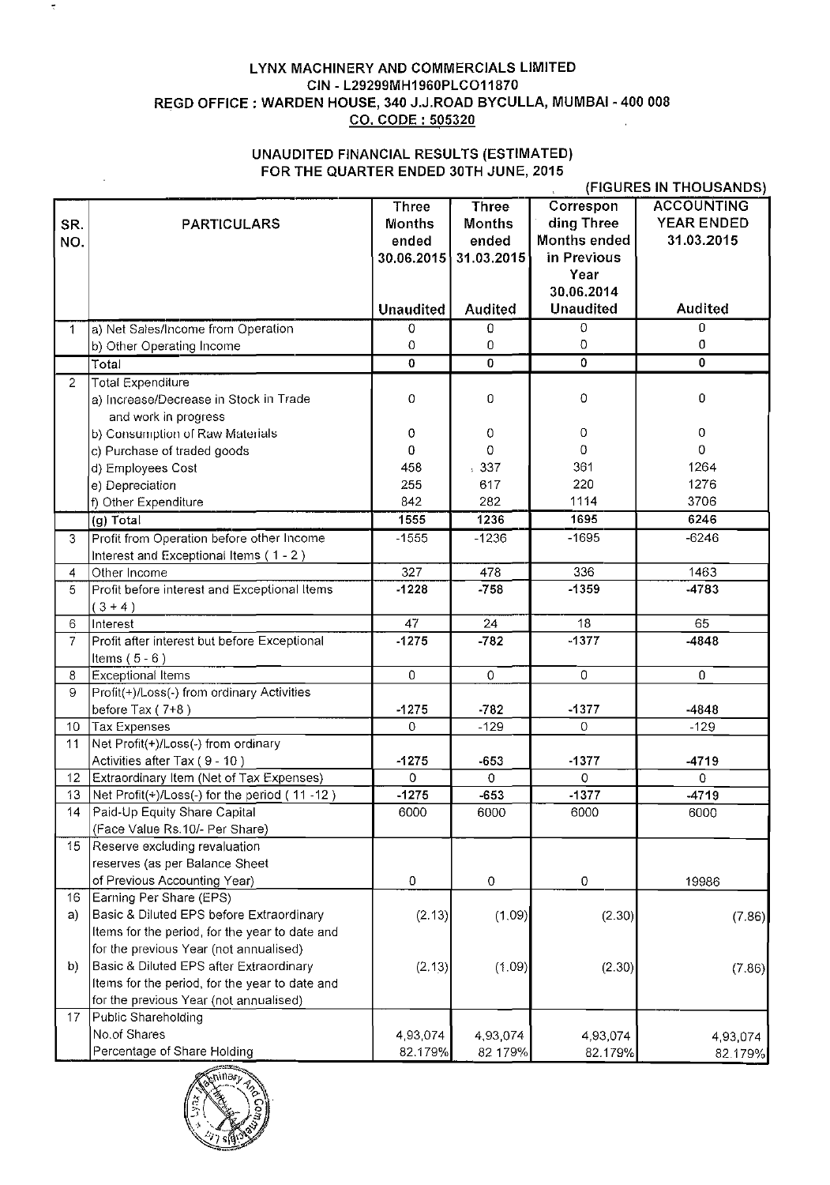**LYNX MACHINERY AND COMMERCIALS LIMITED**
**CIN - L29299MH1960PLCO11870**
**REGD OFFICE : WARDEN HOUSE, 340 J.J.ROAD BYCULLA, MUMBAI - 400 008**
**CO. CODE : 505320**

**UNAUDITED FINANCIAL RESULTS (ESTIMATED)**
**FOR THE QUARTER ENDED 30TH JUNE, 2015**

(FIGURES IN THOUSANDS)

| SR. NO. | PARTICULARS | Three Months ended 30.06.2015 Unaudited | Three Months ended 31.03.2015 Audited | Corresponding Three Months ended in Previous Year 30.06.2014 Unaudited | ACCOUNTING YEAR ENDED 31.03.2015 Audited |
|---|---|---|---|---|---|
| 1 | a) Net Sales/Income from Operation | 0 | 0 | 0 | 0 |
| | b) Other Operating Income | 0 | 0 | 0 | 0 |
| | Total | 0 | 0 | 0 | 0 |
| 2 | Total Expenditure | | | | |
| | a) Increase/Decrease in Stock in Trade and work in progress | 0 | 0 | 0 | 0 |
| | b) Consumption of Raw Materials | 0 | 0 | 0 | 0 |
| | c) Purchase of traded goods | 0 | 0 | 0 | 0 |
| | d) Employees Cost | 458 | 337 | 361 | 1264 |
| | e) Depreciation | 255 | 617 | 220 | 1276 |
| | f) Other Expenditure | 842 | 282 | 1114 | 3706 |
| | (g) Total | 1555 | 1236 | 1695 | 6246 |
| 3 | Profit from Operation before other Income Interest and Exceptional Items ( 1 - 2 ) | -1555 | -1236 | -1695 | -6246 |
| 4 | Other Income | 327 | 478 | 336 | 1463 |
| 5 | Profit before interest and Exceptional Items ( 3 + 4 ) | -1228 | -758 | -1359 | -4783 |
| 6 | Interest | 47 | 24 | 18 | 65 |
| 7 | Profit after interest but before Exceptional Items ( 5 - 6 ) | -1275 | -782 | -1377 | -4848 |
| 8 | Exceptional Items | 0 | 0 | 0 | 0 |
| 9 | Profit(+)/Loss(-) from ordinary Activities before Tax ( 7+8 ) | -1275 | -782 | -1377 | -4848 |
| 10 | Tax Expenses | 0 | -129 | 0 | -129 |
| 11 | Net Profit(+)/Loss(-) from ordinary Activities after Tax ( 9 - 10 ) | -1275 | -653 | -1377 | -4719 |
| 12 | Extraordinary Item (Net of Tax Expenses) | 0 | 0 | 0 | 0 |
| 13 | Net Profit(+)/Loss(-) for the period ( 11 -12 ) | -1275 | -653 | -1377 | -4719 |
| 14 | Paid-Up Equity Share Capital (Face Value Rs.10/- Per Share) | 6000 | 6000 | 6000 | 6000 |
| 15 | Reserve excluding revaluation reserves (as per Balance Sheet of Previous Accounting Year) | 0 | 0 | 0 | 19986 |
| 16 | Earning Per Share (EPS) | | | | |
| a) | Basic & Diluted EPS before Extraordinary Items for the period, for the year to date and for the previous Year (not annualised) | (2.13) | (1.09) | (2.30) | (7.86) |
| b) | Basic & Diluted EPS after Extraordinary Items for the period, for the year to date and for the previous Year (not annualised) | (2.13) | (1.09) | (2.30) | (7.86) |
| 17 | Public Shareholding | | | | |
| | No.of Shares | 4,93,074 | 4,93,074 | 4,93,074 | 4,93,074 |
| | Percentage of Share Holding | 82.179% | 82 179% | 82.179% | 82.179% |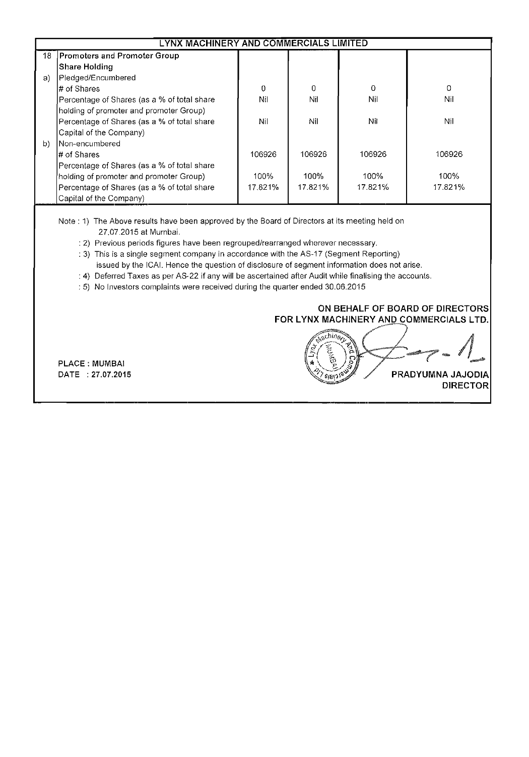| LYNX MACHINERY AND COMMERCIALS LIMITED | | | | | |
|---|---|---|---|---|---|
| 18 | **Promoters and Promoter Group Share Holding** | | | | |
| a) | Pledged/Encumbered | | | | |
| | # of Shares | 0 | 0 | 0 | 0 |
| | Percentage of Shares (as a % of total share holding of promoter and promoter Group) | Nil | Nil | Nil | Nil |
| | Percentage of Shares (as a % of total share Capital of the Company) | Nil | Nil | Nil | Nil |
| b) | Non-encumbered | | | | |
| | # of Shares | 106926 | 106926 | 106926 | 106926 |
| | Percentage of Shares (as a % of total share holding of promoter and promoter Group) | 100% | 100% | 100% | 100% |
| | Percentage of Shares (as a % of total share Capital of the Company) | 17.821% | 17.821% | 17.821% | 17.821% |

Note : 1) The Above results have been approved by the Board of Directors at its meeting held on 27.07.2015 at Mumbai.

: 2) Previous periods figures have been regrouped/rearranged wherever necessary.

: 3) This is a single segment company in accordance with the AS-17 (Segment Reporting) issued by the ICAI. Hence the question of disclosure of segment information does not arise.

: 4) Deferred Taxes as per AS-22 if any will be ascertained after Audit while finalising the accounts.

: 5) No Investors complaints were received during the quarter ended 30.06.2015

**ON BEHALF OF BOARD OF DIRECTORS**
**FOR LYNX MACHINERY AND COMMERCIALS LTD.**

**PLACE : MUMBAI**
**DATE : 27.07.2015**

**PRADYUMNA JAJODIA**
**DIRECTOR**